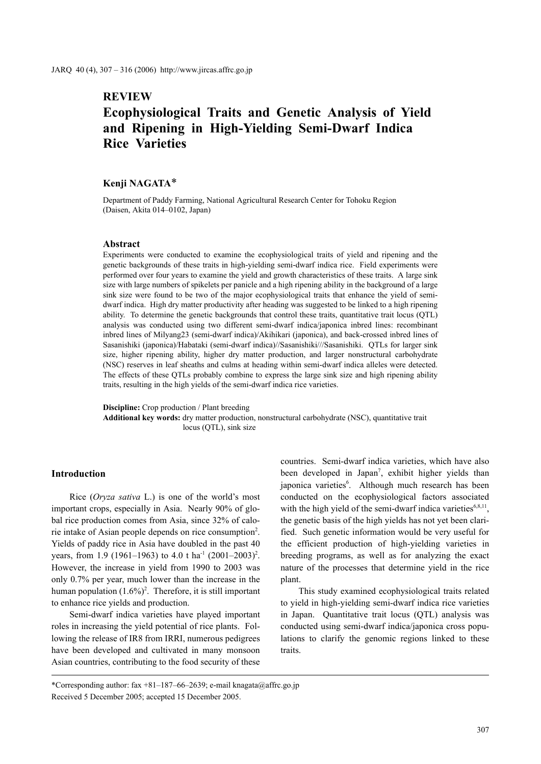REVIEW

# Ecophysiological Traits and Genetic Analysis of Yield and Ripening in High-Yielding Semi-Dwarf Indica Rice Varieties

**Kenji NAGATA***

Department of Paddy Farming, National Agricultural Research Center for Tohoku Region (Daisen, Akita 014–0102, Japan)

## Abstract

Experiments were conducted to examine the ecophysiological traits of yield and ripening and the genetic backgrounds of these traits in high-yielding semi-dwarf indica rice. Field experiments were performed over four years to examine the yield and growth characteristics of these traits. A large sink size with large numbers of spikelets per panicle and a high ripening ability in the background of a large sink size were found to be two of the major ecophysiological traits that enhance the yield of semi-dwarf indica. High dry matter productivity after heading was suggested to be linked to a high ripening ability. To determine the genetic backgrounds that control these traits, quantitative trait locus (QTL) analysis was conducted using two different semi-dwarf indica/japonica inbred lines: recombinant inbred lines of Milyang23 (semi-dwarf indica)/Akihikari (japonica), and back-crossed inbred lines of Sasanishiki (japonica)/Habataki (semi-dwarf indica)//Sasanishiki///Sasanishiki. QTLs for larger sink size, higher ripening ability, higher dry matter production, and larger nonstructural carbohydrate (NSC) reserves in leaf sheaths and culms at heading within semi-dwarf indica alleles were detected. The effects of these QTLs probably combine to express the large sink size and high ripening ability traits, resulting in the high yields of the semi-dwarf indica rice varieties.

**Discipline:** Crop production / Plant breeding
**Additional key words:** dry matter production, nonstructural carbohydrate (NSC), quantitative trait locus (QTL), sink size

## Introduction

Rice (*Oryza sativa* L.) is one of the world's most important crops, especially in Asia. Nearly 90% of global rice production comes from Asia, since 32% of calorie intake of Asian people depends on rice consumption[2]. Yields of paddy rice in Asia have doubled in the past 40 years, from 1.9 (1961–1963) to 4.0 t ha$^{-1}$ (2001–2003)[2]. However, the increase in yield from 1990 to 2003 was only 0.7% per year, much lower than the increase in the human population (1.6%)[2]. Therefore, it is still important to enhance rice yields and production.

Semi-dwarf indica varieties have played important roles in increasing the yield potential of rice plants. Following the release of IR8 from IRRI, numerous pedigrees have been developed and cultivated in many monsoon Asian countries, contributing to the food security of these countries. Semi-dwarf indica varieties, which have also been developed in Japan[7], exhibit higher yields than japonica varieties[6]. Although much research has been conducted on the ecophysiological factors associated with the high yield of the semi-dwarf indica varieties[6,8,11], the genetic basis of the high yields has not yet been clarified. Such genetic information would be very useful for the efficient production of high-yielding varieties in breeding programs, as well as for analyzing the exact nature of the processes that determine yield in the rice plant.

This study examined ecophysiological traits related to yield in high-yielding semi-dwarf indica rice varieties in Japan. Quantitative trait locus (QTL) analysis was conducted using semi-dwarf indica/japonica cross populations to clarify the genomic regions linked to these traits.

*Corresponding author: fax +81–187–66–2639; e-mail knagata@affrc.go.jp
Received 5 December 2005; accepted 15 December 2005.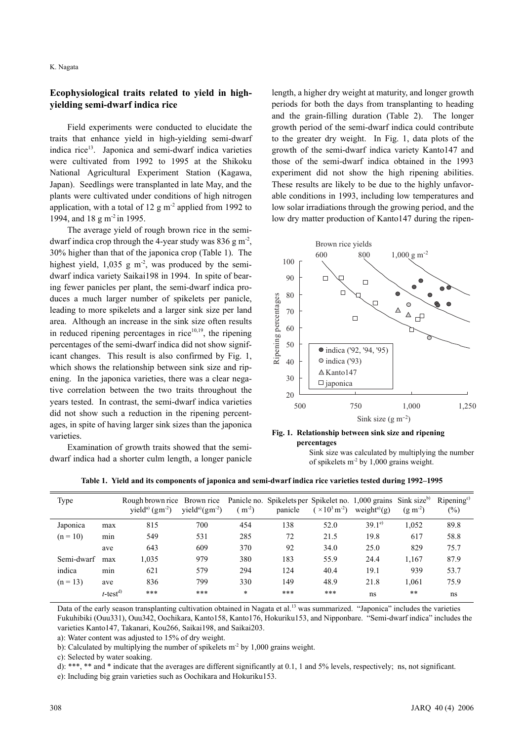## Ecophysiological traits related to yield in high-yielding semi-dwarf indica rice

Field experiments were conducted to elucidate the traits that enhance yield in high-yielding semi-dwarf indica rice[13]. Japonica and semi-dwarf indica varieties were cultivated from 1992 to 1995 at the Shikoku National Agricultural Experiment Station (Kagawa, Japan). Seedlings were transplanted in late May, and the plants were cultivated under conditions of high nitrogen application, with a total of 12 g $m^{-2}$ applied from 1992 to 1994, and 18 g $m^{-2}$ in 1995.

The average yield of rough brown rice in the semi-dwarf indica crop through the 4-year study was 836 g $m^{-2}$, 30% higher than that of the japonica crop (Table 1). The highest yield, 1,035 g $m^{-2}$, was produced by the semi-dwarf indica variety Saikai198 in 1994. In spite of bearing fewer panicles per plant, the semi-dwarf indica produces a much larger number of spikelets per panicle, leading to more spikelets and a larger sink size per land area. Although an increase in the sink size often results in reduced ripening percentages in rice[10,19], the ripening percentages of the semi-dwarf indica did not show significant changes. This result is also confirmed by Fig. 1, which shows the relationship between sink size and ripening. In the japonica varieties, there was a clear negative correlation between the two traits throughout the years tested. In contrast, the semi-dwarf indica varieties did not show such a reduction in the ripening percentages, in spite of having larger sink sizes than the japonica varieties.

Examination of growth traits showed that the semi-dwarf indica had a shorter culm length, a longer panicle length, a higher dry weight at maturity, and longer growth periods for both the days from transplanting to heading and the grain-filling duration (Table 2). The longer growth period of the semi-dwarf indica could contribute to the greater dry weight. In Fig. 1, data plots of the growth of the semi-dwarf indica variety Kanto147 and those of the semi-dwarf indica obtained in the 1993 experiment did not show the high ripening abilities. These results are likely to be due to the highly unfavorable conditions in 1993, including low temperatures and low solar irradiations through the growing period, and the low dry matter production of Kanto147 during the ripen-

**Fig. 1. Relationship between sink size and ripening percentages**

Sink size was calculated by multiplying the number of spikelets $m^{-2}$ by 1,000 grains weight.

**Table 1. Yield and its components of japonica and semi-dwarf indica rice varieties tested during 1992–1995**

| Type | | Rough brown rice yield[a] ($gm^{-2}$) | Brown rice yield[a] ($gm^{-2}$) | Panicle no. ($m^{-2}$) | Spikelets per panicle | Spikelet no. ($\times 10^3 m^{-2}$) | 1,000 grains weight[a] (g) | Sink size[b] ($g\ m^{-2}$) | Ripening[c] (%) |
|---|---|---|---|---|---|---|---|---|---|
| Japonica | max | 815 | 700 | 454 | 138 | 52.0 | 39.1[e] | 1,052 | 89.8 |
| (n = 10) | min | 549 | 531 | 285 | 72 | 21.5 | 19.8 | 617 | 58.8 |
| | ave | 643 | 609 | 370 | 92 | 34.0 | 25.0 | 829 | 75.7 |
| Semi-dwarf | max | 1,035 | 979 | 380 | 183 | 55.9 | 24.4 | 1,167 | 87.9 |
| indica | min | 621 | 579 | 294 | 124 | 40.4 | 19.1 | 939 | 53.7 |
| (n = 13) | ave | 836 | 799 | 330 | 149 | 48.9 | 21.8 | 1,061 | 75.9 |
| | *t*-test[d] | *** | *** | * | *** | *** | ns | ** | ns |

Data of the early season transplanting cultivation obtained in Nagata et al.[13] was summarized. "Japonica" includes the varieties Fukuhibiki (Ouu331), Ouu342, Oochikara, Kanto158, Kanto176, Hokuriku153, and Nipponbare. "Semi-dwarf indica" includes the varieties Kanto147, Takanari, Kou266, Saikai198, and Saikai203.

a): Water content was adjusted to 15% of dry weight.

b): Calculated by multiplying the number of spikelets $m^{-2}$ by 1,000 grains weight.

c): Selected by water soaking.

d): ***, ** and * indicate that the averages are different significantly at 0.1, 1 and 5% levels, respectively; ns, not significant.

e): Including big grain varieties such as Oochikara and Hokuriku153.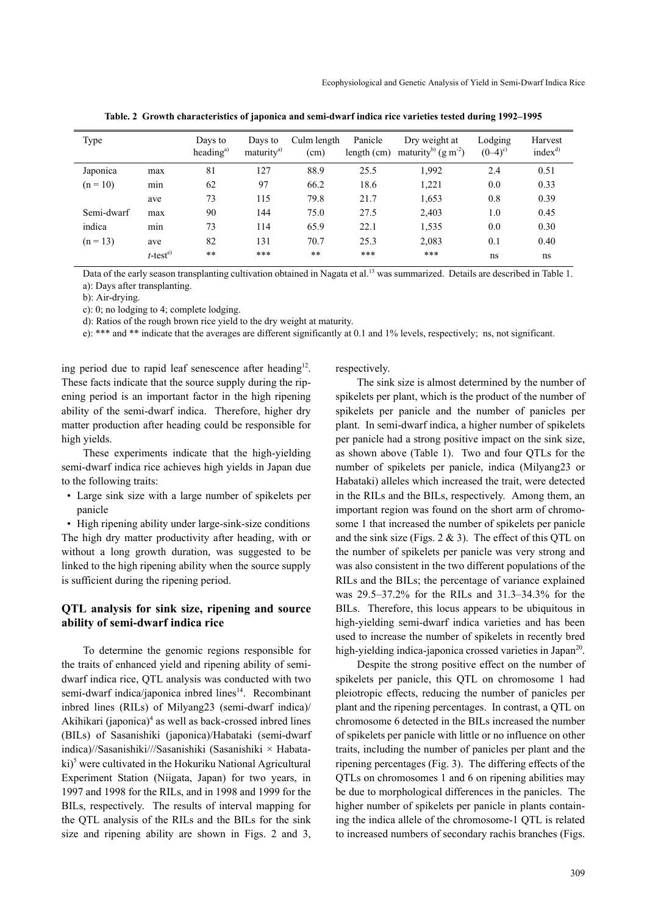**Table. 2 Growth characteristics of japonica and semi-dwarf indica rice varieties tested during 1992–1995**

| Type | | Days to heading[a)] | Days to maturity[a)] | Culm length (cm) | Panicle length (cm) | Dry weight at maturity[b)] ($g\ m^{-2}$) | Lodging (0–4)[c)] | Harvest index[d)] |
|---|---|---|---|---|---|---|---|---|
| Japonica | max | 81 | 127 | 88.9 | 25.5 | 1,992 | 2.4 | 0.51 |
| (n = 10) | min | 62 | 97 | 66.2 | 18.6 | 1,221 | 0.0 | 0.33 |
| | ave | 73 | 115 | 79.8 | 21.7 | 1,653 | 0.8 | 0.39 |
| Semi-dwarf | max | 90 | 144 | 75.0 | 27.5 | 2,403 | 1.0 | 0.45 |
| indica | min | 73 | 114 | 65.9 | 22.1 | 1,535 | 0.0 | 0.30 |
| (n = 13) | ave | 82 | 131 | 70.7 | 25.3 | 2,083 | 0.1 | 0.40 |
| | *t*-test[e)] | ** | *** | ** | *** | *** | ns | ns |

Data of the early season transplanting cultivation obtained in Nagata et al.[13] was summarized. Details are described in Table 1.
a): Days after transplanting.
b): Air-drying.
c): 0; no lodging to 4; complete lodging.
d): Ratios of the rough brown rice yield to the dry weight at maturity.
e): *** and ** indicate that the averages are different significantly at 0.1 and 1% levels, respectively; ns, not significant.

ing period due to rapid leaf senescence after heading[12]. These facts indicate that the source supply during the ripening period is an important factor in the high ripening ability of the semi-dwarf indica. Therefore, higher dry matter production after heading could be responsible for high yields.

These experiments indicate that the high-yielding semi-dwarf indica rice achieves high yields in Japan due to the following traits:

- Large sink size with a large number of spikelets per panicle
- High ripening ability under large-sink-size conditions

The high dry matter productivity after heading, with or without a long growth duration, was suggested to be linked to the high ripening ability when the source supply is sufficient during the ripening period.

## QTL analysis for sink size, ripening and source ability of semi-dwarf indica rice

To determine the genomic regions responsible for the traits of enhanced yield and ripening ability of semi-dwarf indica rice, QTL analysis was conducted with two semi-dwarf indica/japonica inbred lines[14]. Recombinant inbred lines (RILs) of Milyang23 (semi-dwarf indica)/Akihikari (japonica)[4] as well as back-crossed inbred lines (BILs) of Sasanishiki (japonica)/Habataki (semi-dwarf indica)//Sasanishiki///Sasanishiki (Sasanishiki × Habataki)[5] were cultivated in the Hokuriku National Agricultural Experiment Station (Niigata, Japan) for two years, in 1997 and 1998 for the RILs, and in 1998 and 1999 for the BILs, respectively. The results of interval mapping for the QTL analysis of the RILs and the BILs for the sink size and ripening ability are shown in Figs. 2 and 3, respectively.

The sink size is almost determined by the number of spikelets per plant, which is the product of the number of spikelets per panicle and the number of panicles per plant. In semi-dwarf indica, a higher number of spikelets per panicle had a strong positive impact on the sink size, as shown above (Table 1). Two and four QTLs for the number of spikelets per panicle, indica (Milyang23 or Habataki) alleles which increased the trait, were detected in the RILs and the BILs, respectively. Among them, an important region was found on the short arm of chromosome 1 that increased the number of spikelets per panicle and the sink size (Figs. 2 & 3). The effect of this QTL on the number of spikelets per panicle was very strong and was also consistent in the two different populations of the RILs and the BILs; the percentage of variance explained was 29.5–37.2% for the RILs and 31.3–34.3% for the BILs. Therefore, this locus appears to be ubiquitous in high-yielding semi-dwarf indica varieties and has been used to increase the number of spikelets in recently bred high-yielding indica-japonica crossed varieties in Japan[20].

Despite the strong positive effect on the number of spikelets per panicle, this QTL on chromosome 1 had pleiotropic effects, reducing the number of panicles per plant and the ripening percentages. In contrast, a QTL on chromosome 6 detected in the BILs increased the number of spikelets per panicle with little or no influence on other traits, including the number of panicles per plant and the ripening percentages (Fig. 3). The differing effects of the QTLs on chromosomes 1 and 6 on ripening abilities may be due to morphological differences in the panicles. The higher number of spikelets per panicle in plants containing the indica allele of the chromosome-1 QTL is related to increased numbers of secondary rachis branches (Figs.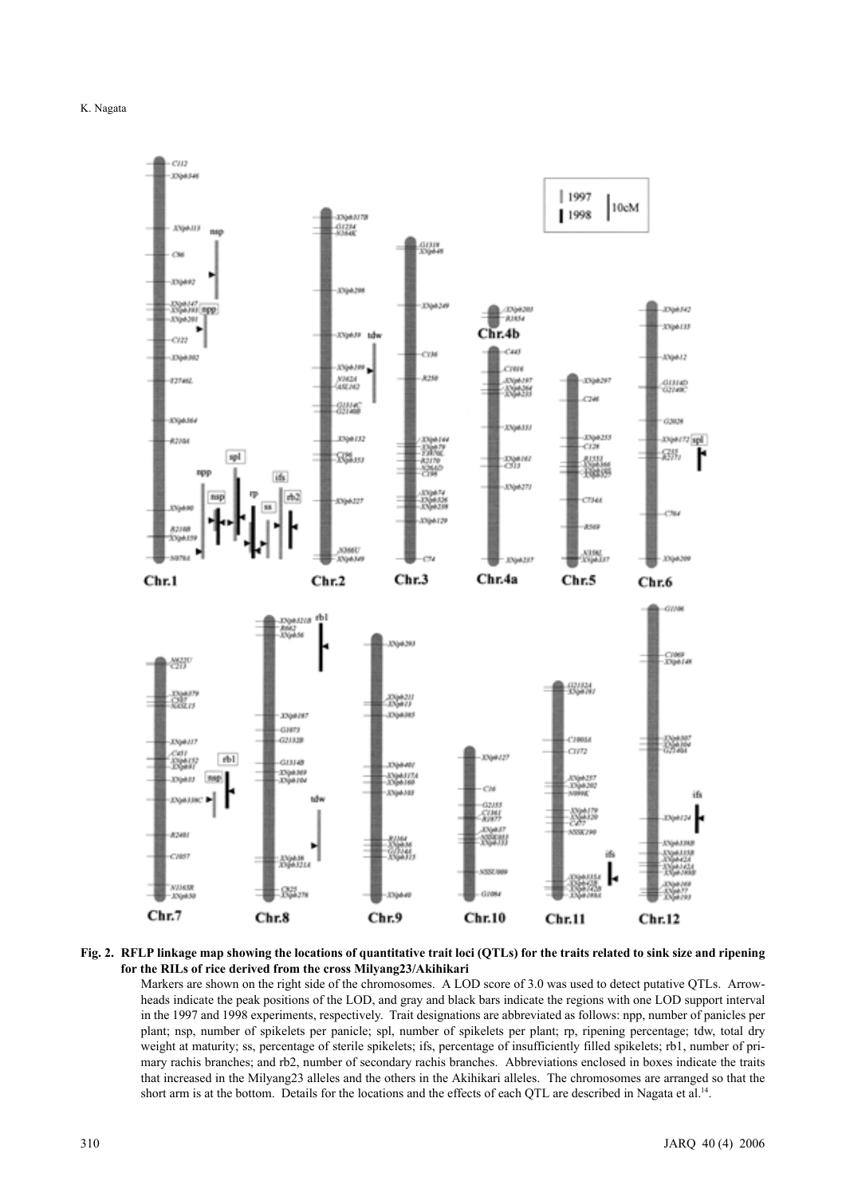**Fig. 2. RFLP linkage map showing the locations of quantitative trait loci (QTLs) for the traits related to sink size and ripening for the RILs of rice derived from the cross Milyang23/Akihikari**

Markers are shown on the right side of the chromosomes. A LOD score of 3.0 was used to detect putative QTLs. Arrowheads indicate the peak positions of the LOD, and gray and black bars indicate the regions with one LOD support interval in the 1997 and 1998 experiments, respectively. Trait designations are abbreviated as follows: npp, number of panicles per plant; nsp, number of spikelets per panicle; spl, number of spikelets per plant; rp, ripening percentage; tdw, total dry weight at maturity; ss, percentage of sterile spikelets; ifs, percentage of insufficiently filled spikelets; rb1, number of primary rachis branches; and rb2, number of secondary rachis branches. Abbreviations enclosed in boxes indicate the traits that increased in the Milyang23 alleles and the others in the Akihikari alleles. The chromosomes are arranged so that the short arm is at the bottom. Details for the locations and the effects of each QTL are described in Nagata et al.[14].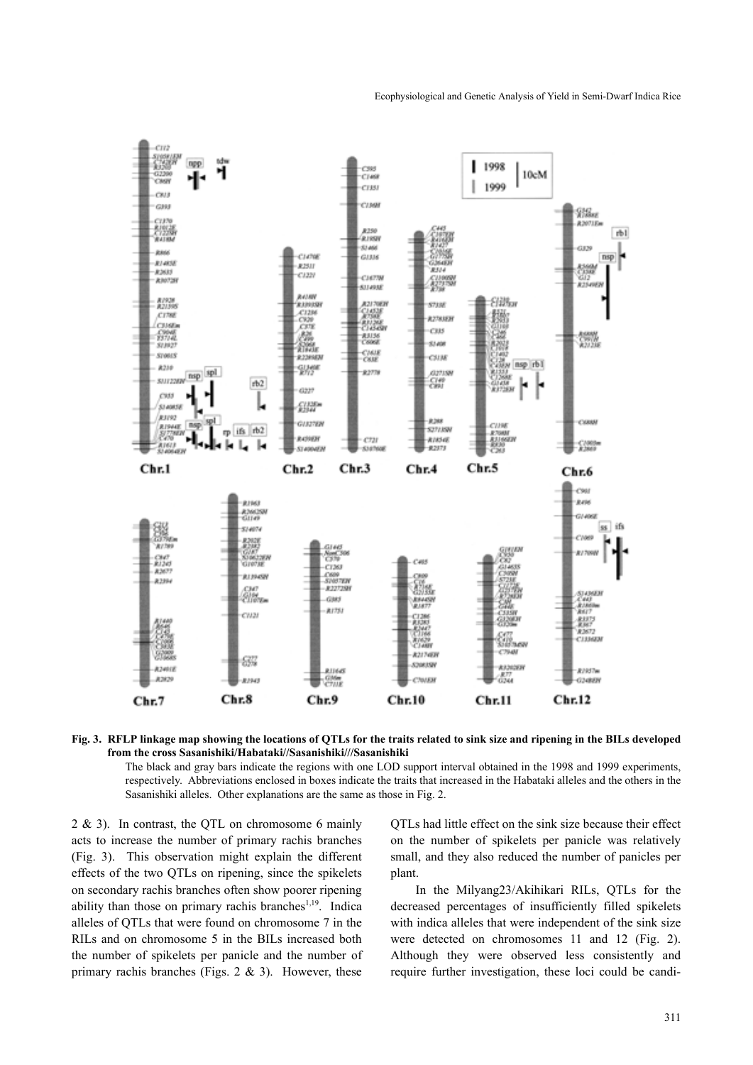**Fig. 3. RFLP linkage map showing the locations of QTLs for the traits related to sink size and ripening in the BILs developed from the cross Sasanishiki/Habataki//Sasanishiki///Sasanishiki**

The black and gray bars indicate the regions with one LOD support interval obtained in the 1998 and 1999 experiments, respectively. Abbreviations enclosed in boxes indicate the traits that increased in the Habataki alleles and the others in the Sasanishiki alleles. Other explanations are the same as those in Fig. 2.

2 & 3). In contrast, the QTL on chromosome 6 mainly acts to increase the number of primary rachis branches (Fig. 3). This observation might explain the different effects of the two QTLs on ripening, since the spikelets on secondary rachis branches often show poorer ripening ability than those on primary rachis branches[1,19]. Indica alleles of QTLs that were found on chromosome 7 in the RILs and on chromosome 5 in the BILs increased both the number of spikelets per panicle and the number of primary rachis branches (Figs. 2 & 3). However, these QTLs had little effect on the sink size because their effect on the number of spikelets per panicle was relatively small, and they also reduced the number of panicles per plant.

In the Milyang23/Akihikari RILs, QTLs for the decreased percentages of insufficiently filled spikelets with indica alleles that were independent of the sink size were detected on chromosomes 11 and 12 (Fig. 2). Although they were observed less consistently and require further investigation, these loci could be candi-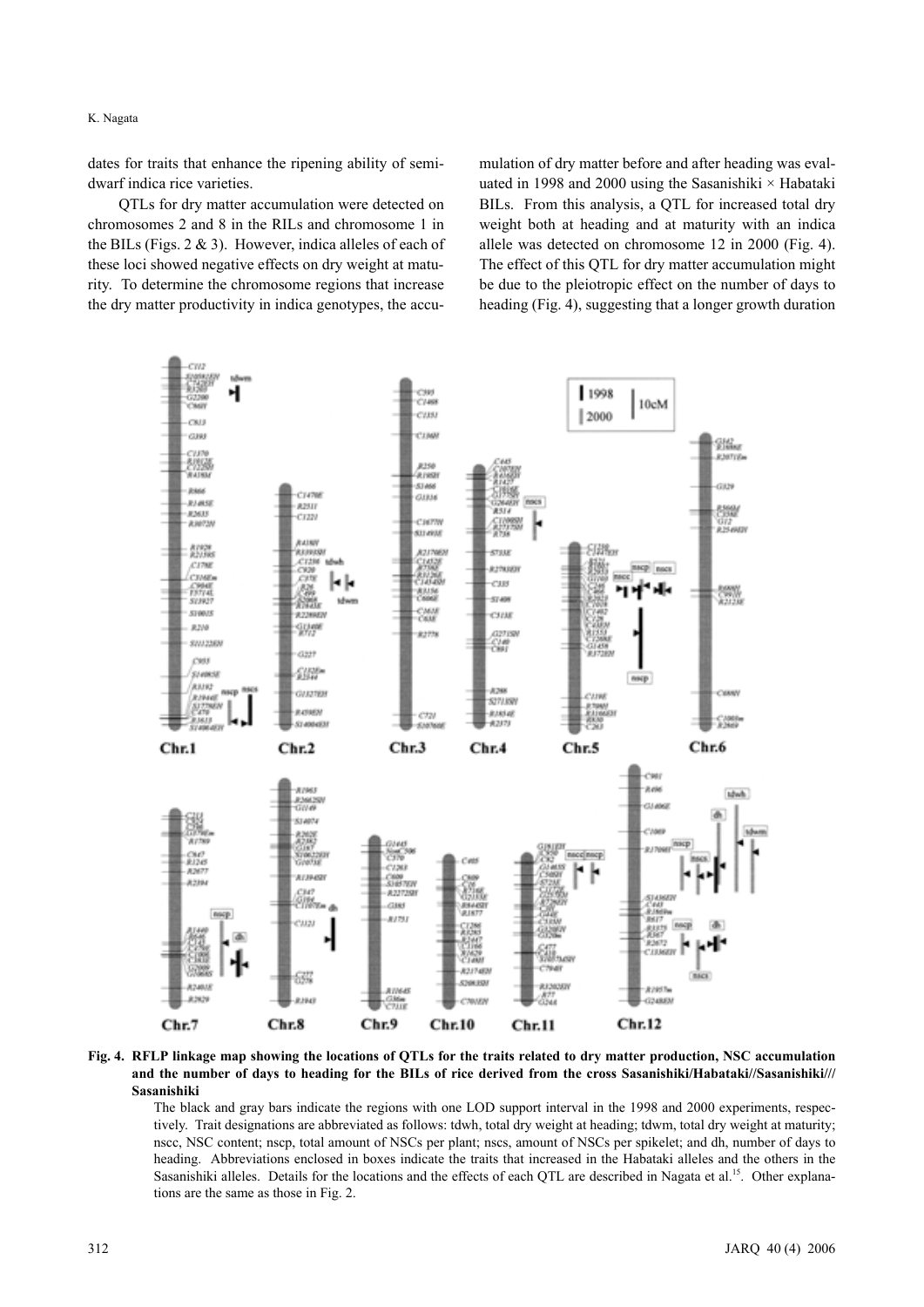dates for traits that enhance the ripening ability of semi-dwarf indica rice varieties.

QTLs for dry matter accumulation were detected on chromosomes 2 and 8 in the RILs and chromosome 1 in the BILs (Figs. 2 & 3). However, indica alleles of each of these loci showed negative effects on dry weight at maturity. To determine the chromosome regions that increase the dry matter productivity in indica genotypes, the accumulation of dry matter before and after heading was evaluated in 1998 and 2000 using the Sasanishiki × Habataki BILs. From this analysis, a QTL for increased total dry weight both at heading and at maturity with an indica allele was detected on chromosome 12 in 2000 (Fig. 4). The effect of this QTL for dry matter accumulation might be due to the pleiotropic effect on the number of days to heading (Fig. 4), suggesting that a longer growth duration

**Fig. 4. RFLP linkage map showing the locations of QTLs for the traits related to dry matter production, NSC accumulation and the number of days to heading for the BILs of rice derived from the cross Sasanishiki/Habataki//Sasanishiki/// Sasanishiki**

The black and gray bars indicate the regions with one LOD support interval in the 1998 and 2000 experiments, respectively. Trait designations are abbreviated as follows: tdwh, total dry weight at heading; tdwm, total dry weight at maturity; nscc, NSC content; nscp, total amount of NSCs per plant; nscs, amount of NSCs per spikelet; and dh, number of days to heading. Abbreviations enclosed in boxes indicate the traits that increased in the Habataki alleles and the others in the Sasanishiki alleles. Details for the locations and the effects of each QTL are described in Nagata et al.[15]. Other explanations are the same as those in Fig. 2.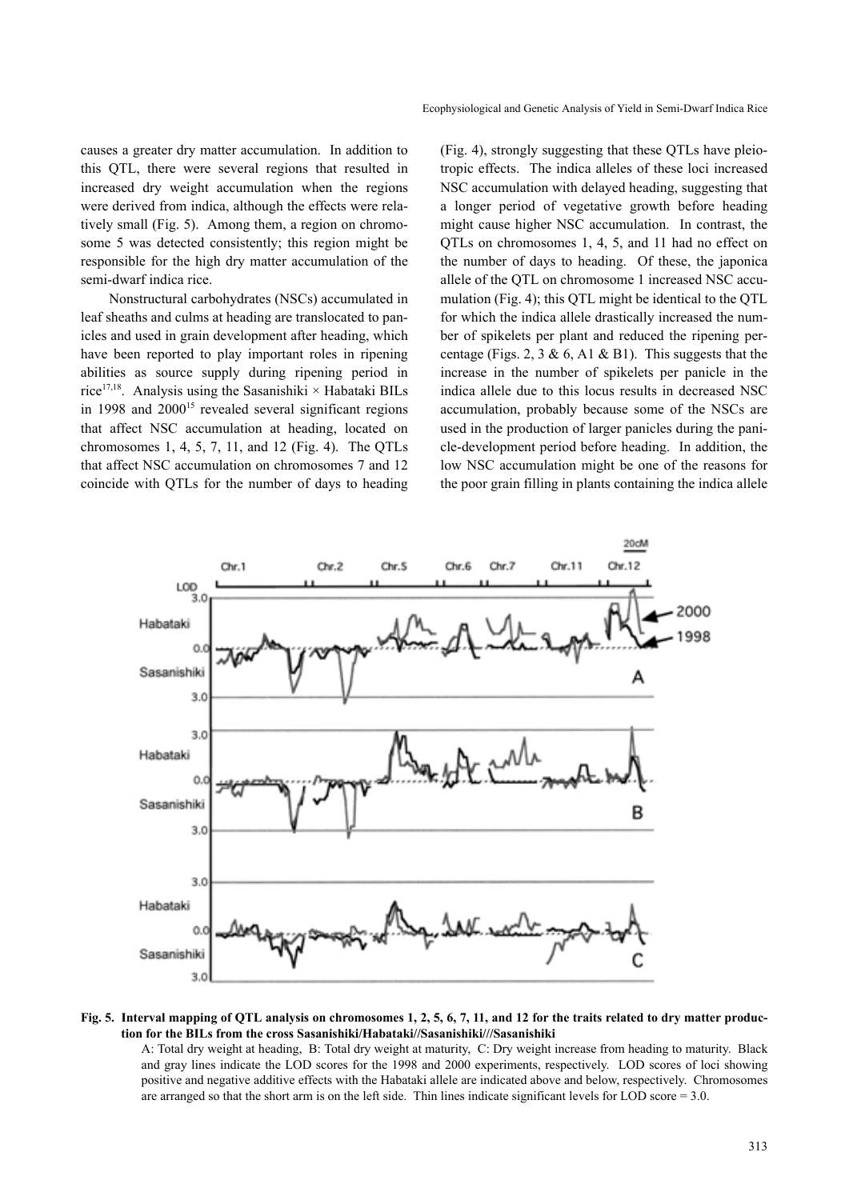causes a greater dry matter accumulation. In addition to this QTL, there were several regions that resulted in increased dry weight accumulation when the regions were derived from indica, although the effects were relatively small (Fig. 5). Among them, a region on chromosome 5 was detected consistently; this region might be responsible for the high dry matter accumulation of the semi-dwarf indica rice.

Nonstructural carbohydrates (NSCs) accumulated in leaf sheaths and culms at heading are translocated to panicles and used in grain development after heading, which have been reported to play important roles in ripening abilities as source supply during ripening period in rice[17,18]. Analysis using the Sasanishiki × Habataki BILs in 1998 and 2000[15] revealed several significant regions that affect NSC accumulation at heading, located on chromosomes 1, 4, 5, 7, 11, and 12 (Fig. 4). The QTLs that affect NSC accumulation on chromosomes 7 and 12 coincide with QTLs for the number of days to heading (Fig. 4), strongly suggesting that these QTLs have pleiotropic effects. The indica alleles of these loci increased NSC accumulation with delayed heading, suggesting that a longer period of vegetative growth before heading might cause higher NSC accumulation. In contrast, the QTLs on chromosomes 1, 4, 5, and 11 had no effect on the number of days to heading. Of these, the japonica allele of the QTL on chromosome 1 increased NSC accumulation (Fig. 4); this QTL might be identical to the QTL for which the indica allele drastically increased the number of spikelets per plant and reduced the ripening percentage (Figs. 2, 3 & 6, A1 & B1). This suggests that the increase in the number of spikelets per panicle in the indica allele due to this locus results in decreased NSC accumulation, probably because some of the NSCs are used in the production of larger panicles during the panicle-development period before heading. In addition, the low NSC accumulation might be one of the reasons for the poor grain filling in plants containing the indica allele

**Fig. 5. Interval mapping of QTL analysis on chromosomes 1, 2, 5, 6, 7, 11, and 12 for the traits related to dry matter production for the BILs from the cross Sasanishiki/Habataki//Sasanishiki///Sasanishiki**

A: Total dry weight at heading, B: Total dry weight at maturity, C: Dry weight increase from heading to maturity. Black and gray lines indicate the LOD scores for the 1998 and 2000 experiments, respectively. LOD scores of loci showing positive and negative additive effects with the Habataki allele are indicated above and below, respectively. Chromosomes are arranged so that the short arm is on the left side. Thin lines indicate significant levels for LOD score = 3.0.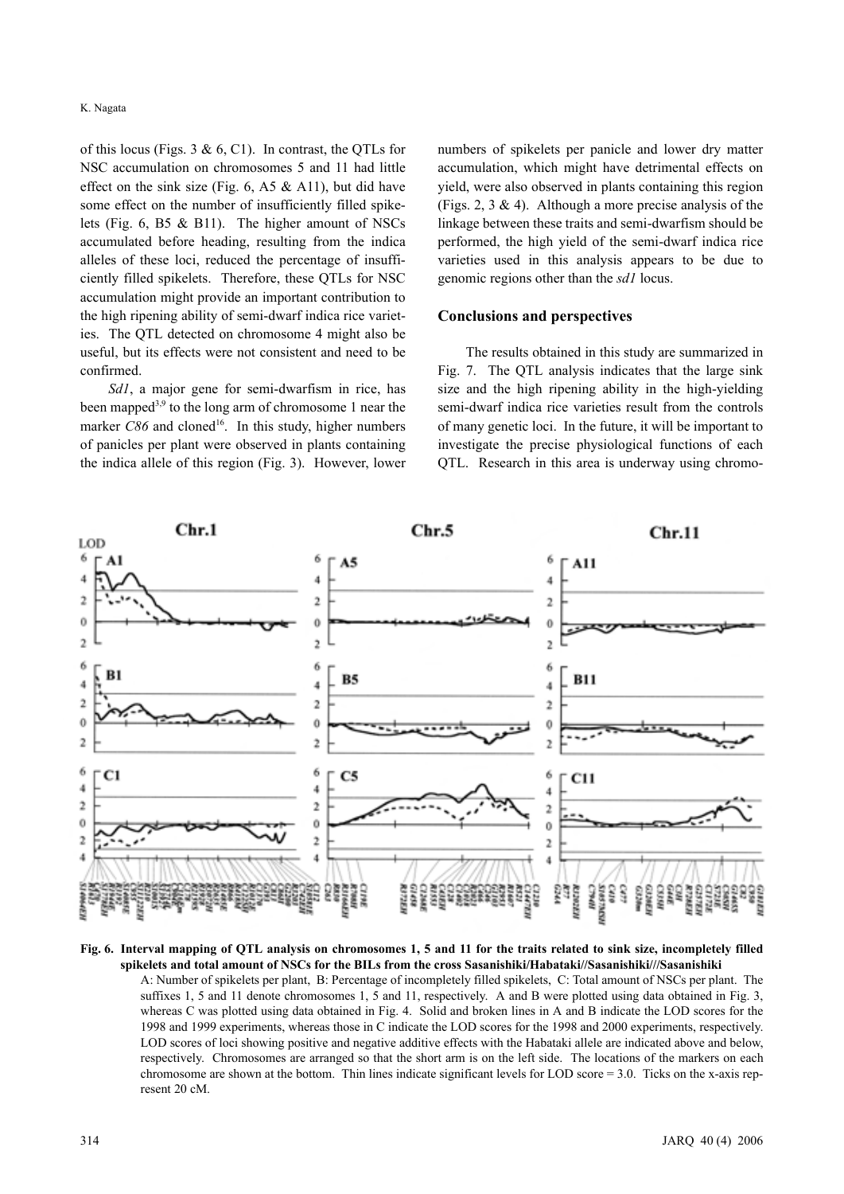of this locus (Figs. 3 & 6, C1). In contrast, the QTLs for NSC accumulation on chromosomes 5 and 11 had little effect on the sink size (Fig. 6, A5 & A11), but did have some effect on the number of insufficiently filled spikelets (Fig. 6, B5 & B11). The higher amount of NSCs accumulated before heading, resulting from the indica alleles of these loci, reduced the percentage of insufficiently filled spikelets. Therefore, these QTLs for NSC accumulation might provide an important contribution to the high ripening ability of semi-dwarf indica rice varieties. The QTL detected on chromosome 4 might also be useful, but its effects were not consistent and need to be confirmed.

*Sd1*, a major gene for semi-dwarfism in rice, has been mapped[3,9] to the long arm of chromosome 1 near the marker *C86* and cloned[16]. In this study, higher numbers of panicles per plant were observed in plants containing the indica allele of this region (Fig. 3). However, lower numbers of spikelets per panicle and lower dry matter accumulation, which might have detrimental effects on yield, were also observed in plants containing this region (Figs. 2, 3 & 4). Although a more precise analysis of the linkage between these traits and semi-dwarfism should be performed, the high yield of the semi-dwarf indica rice varieties used in this analysis appears to be due to genomic regions other than the *sd1* locus.

## Conclusions and perspectives

The results obtained in this study are summarized in Fig. 7. The QTL analysis indicates that the large sink size and the high ripening ability in the high-yielding semi-dwarf indica rice varieties result from the controls of many genetic loci. In the future, it will be important to investigate the precise physiological functions of each QTL. Research in this area is underway using chromo-

**Fig. 6. Interval mapping of QTL analysis on chromosomes 1, 5 and 11 for the traits related to sink size, incompletely filled spikelets and total amount of NSCs for the BILs from the cross Sasanishiki/Habataki//Sasanishiki///Sasanishiki**

A: Number of spikelets per plant, B: Percentage of incompletely filled spikelets, C: Total amount of NSCs per plant. The suffixes 1, 5 and 11 denote chromosomes 1, 5 and 11, respectively. A and B were plotted using data obtained in Fig. 3, whereas C was plotted using data obtained in Fig. 4. Solid and broken lines in A and B indicate the LOD scores for the 1998 and 1999 experiments, whereas those in C indicate the LOD scores for the 1998 and 2000 experiments, respectively. LOD scores of loci showing positive and negative additive effects with the Habataki allele are indicated above and below, respectively. Chromosomes are arranged so that the short arm is on the left side. The locations of the markers on each chromosome are shown at the bottom. Thin lines indicate significant levels for LOD score = 3.0. Ticks on the x-axis represent 20 cM.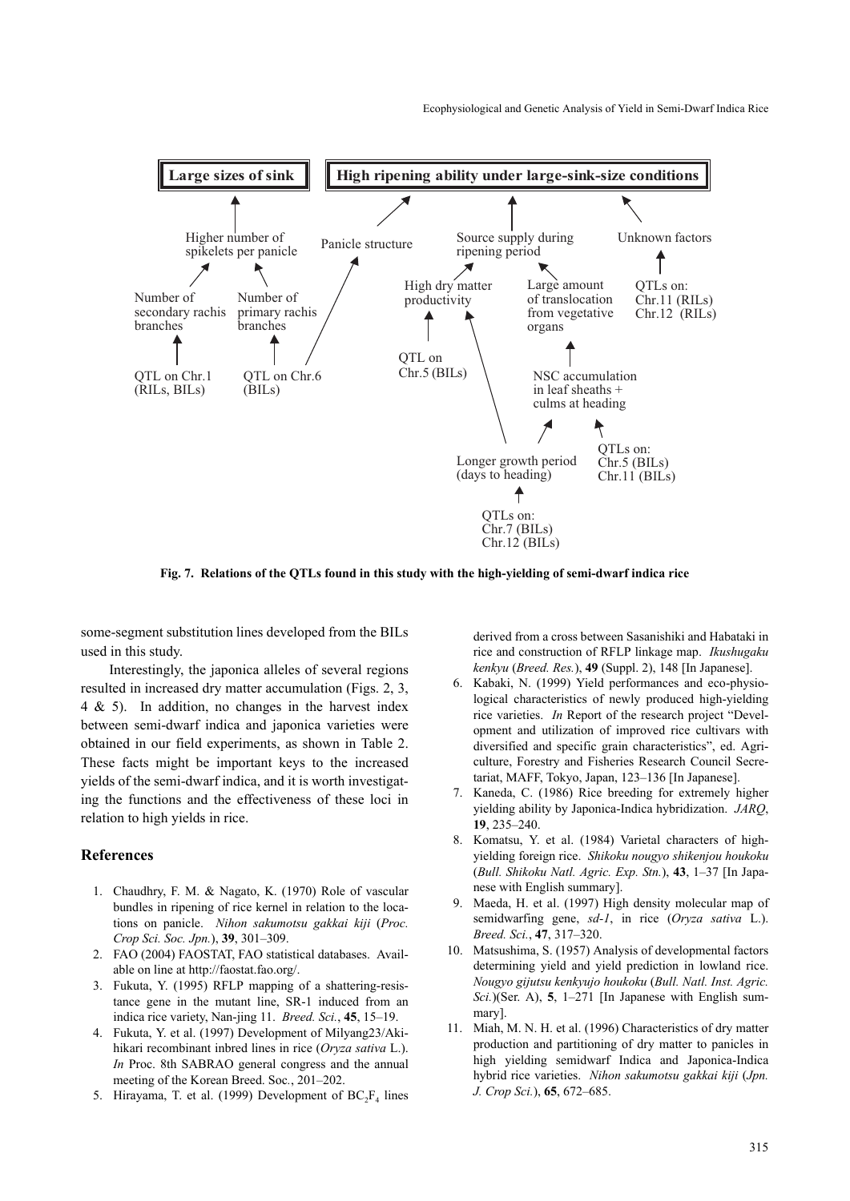**Large sizes of sink**

**High ripening ability under large-sink-size conditions**

- Higher number of spikelets per panicle
  - Number of secondary rachis branches ← QTL on Chr.1 (RILs, BILs)
  - Number of primary rachis branches ← QTL on Chr.6 (BILs)
- Panicle structure ← QTL on Chr.6 (BILs)
- Source supply during ripening period
  - High dry matter productivity ← QTL on Chr.5 (BILs); Longer growth period (days to heading)
  - Large amount of translocation from vegetative organs ← NSC accumulation in leaf sheaths + culms at heading ← Longer growth period (days to heading); QTLs on: Chr.5 (BILs) Chr.11 (BILs)
  - Longer growth period (days to heading) ← QTLs on: Chr.7 (BILs) Chr.12 (BILs)
- Unknown factors ← QTLs on: Chr.11 (RILs) Chr.12 (RILs)

**Fig. 7. Relations of the QTLs found in this study with the high-yielding of semi-dwarf indica rice**

some-segment substitution lines developed from the BILs used in this study.

Interestingly, the japonica alleles of several regions resulted in increased dry matter accumulation (Figs. 2, 3, 4 & 5). In addition, no changes in the harvest index between semi-dwarf indica and japonica varieties were obtained in our field experiments, as shown in Table 2. These facts might be important keys to the increased yields of the semi-dwarf indica, and it is worth investigating the functions and the effectiveness of these loci in relation to high yields in rice.

## References

1. Chaudhry, F. M. & Nagato, K. (1970) Role of vascular bundles in ripening of rice kernel in relation to the locations on panicle. *Nihon sakumotsu gakkai kiji* (*Proc. Crop Sci. Soc. Jpn.*), **39**, 301–309.
2. FAO (2004) FAOSTAT, FAO statistical databases. Available on line at http://faostat.fao.org/.
3. Fukuta, Y. (1995) RFLP mapping of a shattering-resistance gene in the mutant line, SR-1 induced from an indica rice variety, Nan-jing 11. *Breed. Sci.*, **45**, 15–19.
4. Fukuta, Y. et al. (1997) Development of Milyang23/Akihikari recombinant inbred lines in rice (*Oryza sativa* L.). *In* Proc. 8th SABRAO general congress and the annual meeting of the Korean Breed. Soc., 201–202.
5. Hirayama, T. et al. (1999) Development of $BC_2F_4$ lines derived from a cross between Sasanishiki and Habataki in rice and construction of RFLP linkage map. *Ikushugaku kenkyu* (*Breed. Res.*), **49** (Suppl. 2), 148 [In Japanese].
6. Kabaki, N. (1999) Yield performances and eco-physiological characteristics of newly produced high-yielding rice varieties. *In* Report of the research project "Development and utilization of improved rice cultivars with diversified and specific grain characteristics", ed. Agriculture, Forestry and Fisheries Research Council Secretariat, MAFF, Tokyo, Japan, 123–136 [In Japanese].
7. Kaneda, C. (1986) Rice breeding for extremely higher yielding ability by Japonica-Indica hybridization. *JARQ*, **19**, 235–240.
8. Komatsu, Y. et al. (1984) Varietal characters of high-yielding foreign rice. *Shikoku nougyo shikenjou houkoku* (*Bull. Shikoku Natl. Agric. Exp. Stn.*), **43**, 1–37 [In Japanese with English summary].
9. Maeda, H. et al. (1997) High density molecular map of semidwarfing gene, *sd-1*, in rice (*Oryza sativa* L.). *Breed. Sci.*, **47**, 317–320.
10. Matsushima, S. (1957) Analysis of developmental factors determining yield and yield prediction in lowland rice. *Nougyo gijutsu kenkyujo houkoku* (*Bull. Natl. Inst. Agric. Sci.*)(Ser. A), **5**, 1–271 [In Japanese with English summary].
11. Miah, M. N. H. et al. (1996) Characteristics of dry matter production and partitioning of dry matter to panicles in high yielding semidwarf Indica and Japonica-Indica hybrid rice varieties. *Nihon sakumotsu gakkai kiji* (*Jpn. J. Crop Sci.*), **65**, 672–685.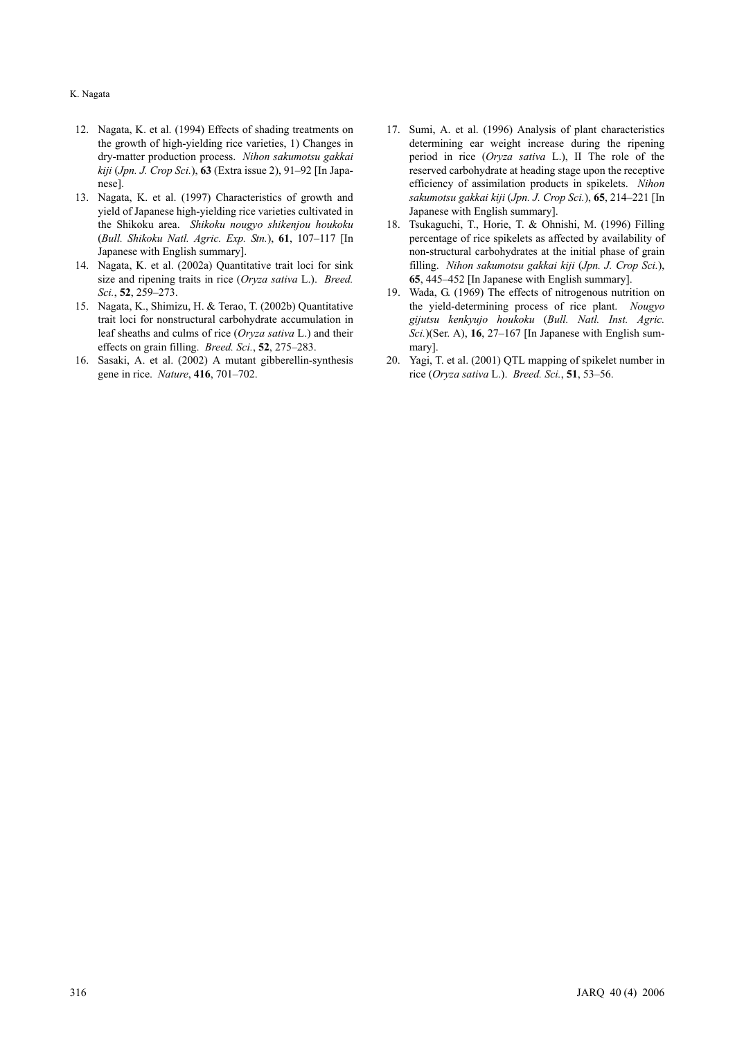12. Nagata, K. et al. (1994) Effects of shading treatments on the growth of high-yielding rice varieties, 1) Changes in dry-matter production process. *Nihon sakumotsu gakkai kiji* (*Jpn. J. Crop Sci.*), **63** (Extra issue 2), 91–92 [In Japanese].
13. Nagata, K. et al. (1997) Characteristics of growth and yield of Japanese high-yielding rice varieties cultivated in the Shikoku area. *Shikoku nougyo shikenjou houkoku* (*Bull. Shikoku Natl. Agric. Exp. Stn.*), **61**, 107–117 [In Japanese with English summary].
14. Nagata, K. et al. (2002a) Quantitative trait loci for sink size and ripening traits in rice (*Oryza sativa* L.). *Breed. Sci.*, **52**, 259–273.
15. Nagata, K., Shimizu, H. & Terao, T. (2002b) Quantitative trait loci for nonstructural carbohydrate accumulation in leaf sheaths and culms of rice (*Oryza sativa* L.) and their effects on grain filling. *Breed. Sci.*, **52**, 275–283.
16. Sasaki, A. et al. (2002) A mutant gibberellin-synthesis gene in rice. *Nature*, **416**, 701–702.
17. Sumi, A. et al. (1996) Analysis of plant characteristics determining ear weight increase during the ripening period in rice (*Oryza sativa* L.), II The role of the reserved carbohydrate at heading stage upon the receptive efficiency of assimilation products in spikelets. *Nihon sakumotsu gakkai kiji* (*Jpn. J. Crop Sci.*), **65**, 214–221 [In Japanese with English summary].
18. Tsukaguchi, T., Horie, T. & Ohnishi, M. (1996) Filling percentage of rice spikelets as affected by availability of non-structural carbohydrates at the initial phase of grain filling. *Nihon sakumotsu gakkai kiji* (*Jpn. J. Crop Sci.*), **65**, 445–452 [In Japanese with English summary].
19. Wada, G. (1969) The effects of nitrogenous nutrition on the yield-determining process of rice plant. *Nougyo gijutsu kenkyujo houkoku* (*Bull. Natl. Inst. Agric. Sci.*)(Ser. A), **16**, 27–167 [In Japanese with English summary].
20. Yagi, T. et al. (2001) QTL mapping of spikelet number in rice (*Oryza sativa* L.). *Breed. Sci.*, **51**, 53–56.